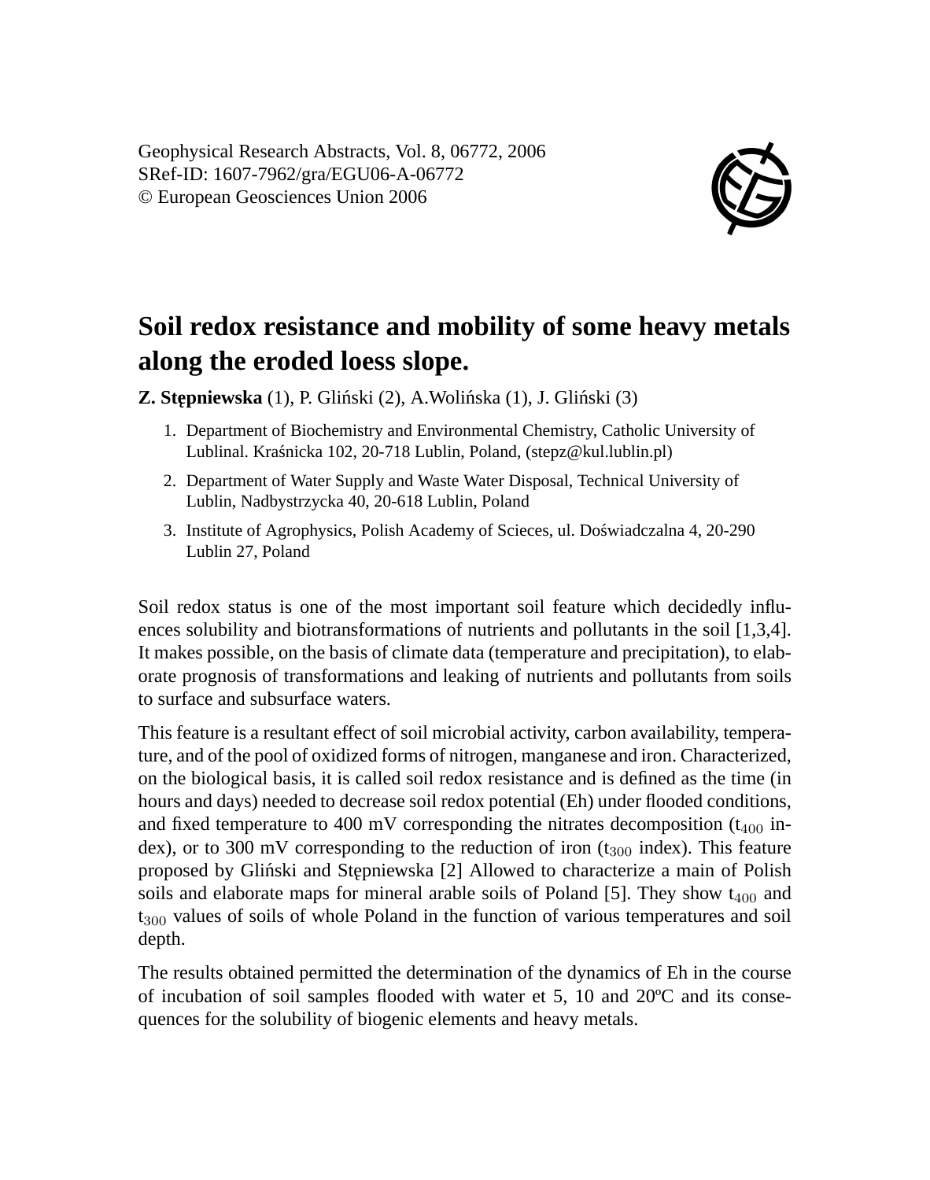Geophysical Research Abstracts, Vol. 8, 06772, 2006
SRef-ID: 1607-7962/gra/EGU06-A-06772
© European Geosciences Union 2006

# Soil redox resistance and mobility of some heavy metals along the eroded loess slope.

**Z. Stępniewska** (1), P. Gliński (2), A.Wolińska (1), J. Gliński (3)

1. Department of Biochemistry and Environmental Chemistry, Catholic University of Lublinal. Kraśnicka 102, 20-718 Lublin, Poland, (stepz@kul.lublin.pl)
2. Department of Water Supply and Waste Water Disposal, Technical University of Lublin, Nadbystrzycka 40, 20-618 Lublin, Poland
3. Institute of Agrophysics, Polish Academy of Scieces, ul. Doświadczalna 4, 20-290 Lublin 27, Poland

Soil redox status is one of the most important soil feature which decidedly influences solubility and biotransformations of nutrients and pollutants in the soil [1,3,4]. It makes possible, on the basis of climate data (temperature and precipitation), to elaborate prognosis of transformations and leaking of nutrients and pollutants from soils to surface and subsurface waters.

This feature is a resultant effect of soil microbial activity, carbon availability, temperature, and of the pool of oxidized forms of nitrogen, manganese and iron. Characterized, on the biological basis, it is called soil redox resistance and is defined as the time (in hours and days) needed to decrease soil redox potential (Eh) under flooded conditions, and fixed temperature to 400 mV corresponding the nitrates decomposition ($t_{400}$ index), or to 300 mV corresponding to the reduction of iron ($t_{300}$ index). This feature proposed by Gliński and Stępniewska [2] Allowed to characterize a main of Polish soils and elaborate maps for mineral arable soils of Poland [5]. They show $t_{400}$ and $t_{300}$ values of soils of whole Poland in the function of various temperatures and soil depth.

The results obtained permitted the determination of the dynamics of Eh in the course of incubation of soil samples flooded with water et 5, 10 and 20ºC and its consequences for the solubility of biogenic elements and heavy metals.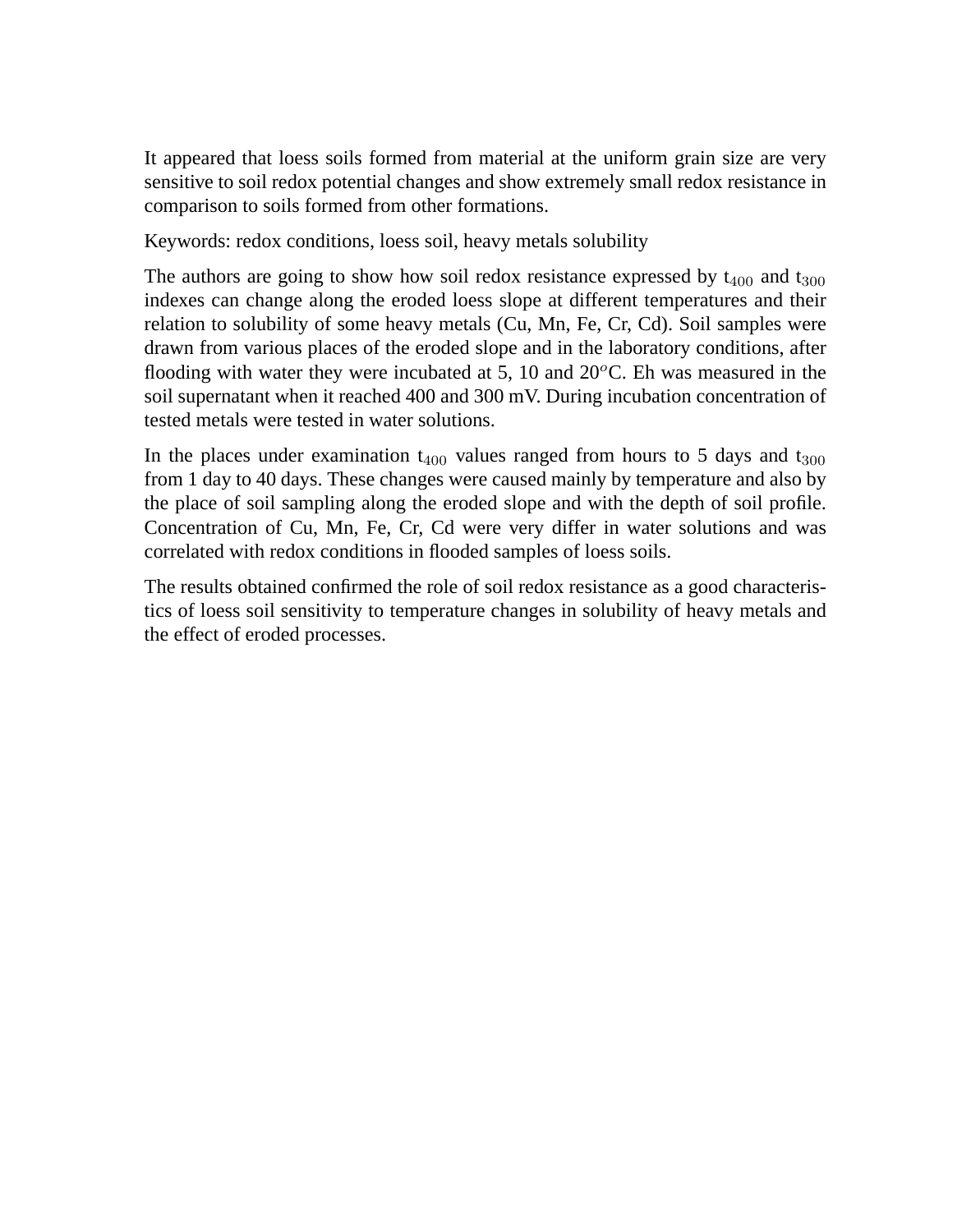It appeared that loess soils formed from material at the uniform grain size are very sensitive to soil redox potential changes and show extremely small redox resistance in comparison to soils formed from other formations.

Keywords: redox conditions, loess soil, heavy metals solubility

The authors are going to show how soil redox resistance expressed by $t_{400}$ and $t_{300}$ indexes can change along the eroded loess slope at different temperatures and their relation to solubility of some heavy metals (Cu, Mn, Fe, Cr, Cd). Soil samples were drawn from various places of the eroded slope and in the laboratory conditions, after flooding with water they were incubated at 5, 10 and 20$^{o}$C. Eh was measured in the soil supernatant when it reached 400 and 300 mV. During incubation concentration of tested metals were tested in water solutions.

In the places under examination $t_{400}$ values ranged from hours to 5 days and $t_{300}$ from 1 day to 40 days. These changes were caused mainly by temperature and also by the place of soil sampling along the eroded slope and with the depth of soil profile. Concentration of Cu, Mn, Fe, Cr, Cd were very differ in water solutions and was correlated with redox conditions in flooded samples of loess soils.

The results obtained confirmed the role of soil redox resistance as a good characteristics of loess soil sensitivity to temperature changes in solubility of heavy metals and the effect of eroded processes.